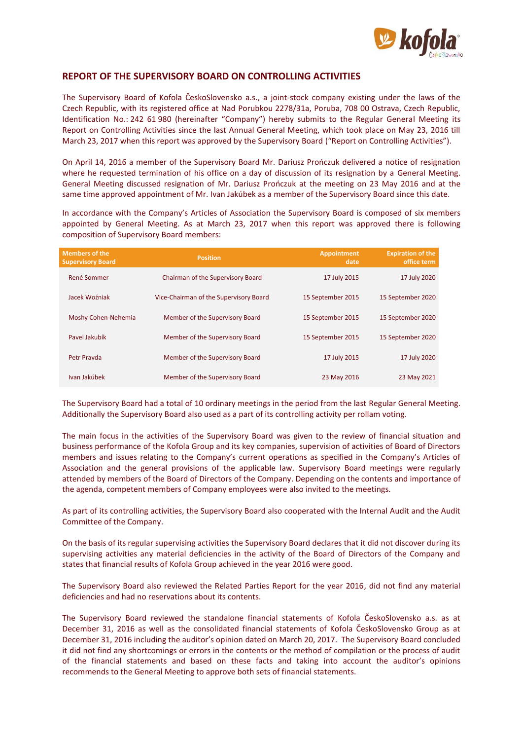## REPORT OF THE SUPERVISORY BOARD ON CONTROLLING ACTIVITIES

The Supervisory Board of Kofola ČeskoSlovensko a.s., a joint-stock company existing under the laws of the Czech Republic, with its registered office at Nad Porubkou 2278/31a, Poruba, 708 00 Ostrava, Czech Republic, Identification No.: 242 61 980 (hereinafter "Company") hereby submits to the Regular General Meeting its Report on Controlling Activities since the last Annual General Meeting, which took place on May 23, 2016 till March 23, 2017 when this report was approved by the Supervisory Board ("Report on Controlling Activities").

On April 14, 2016 a member of the Supervisory Board Mr. Dariusz Prończuk delivered a notice of resignation where he requested termination of his office on a day of discussion of its resignation by a General Meeting. General Meeting discussed resignation of Mr. Dariusz Prończuk at the meeting on 23 May 2016 and at the same time approved appointment of Mr. Ivan Jakúbek as a member of the Supervisory Board since this date.

In accordance with the Company's Articles of Association the Supervisory Board is composed of six members appointed by General Meeting. As at March 23, 2017 when this report was approved there is following composition of Supervisory Board members:

| Members of the Supervisory Board | Position | Appointment date | Expiration of the office term |
|---|---|---|---|
| René Sommer | Chairman of the Supervisory Board | 17 July 2015 | 17 July 2020 |
| Jacek Woźniak | Vice-Chairman of the Supervisory Board | 15 September 2015 | 15 September 2020 |
| Moshy Cohen-Nehemia | Member of the Supervisory Board | 15 September 2015 | 15 September 2020 |
| Pavel Jakubík | Member of the Supervisory Board | 15 September 2015 | 15 September 2020 |
| Petr Pravda | Member of the Supervisory Board | 17 July 2015 | 17 July 2020 |
| Ivan Jakúbek | Member of the Supervisory Board | 23 May 2016 | 23 May 2021 |

The Supervisory Board had a total of 10 ordinary meetings in the period from the last Regular General Meeting. Additionally the Supervisory Board also used as a part of its controlling activity per rollam voting.

The main focus in the activities of the Supervisory Board was given to the review of financial situation and business performance of the Kofola Group and its key companies, supervision of activities of Board of Directors members and issues relating to the Company's current operations as specified in the Company's Articles of Association and the general provisions of the applicable law. Supervisory Board meetings were regularly attended by members of the Board of Directors of the Company. Depending on the contents and importance of the agenda, competent members of Company employees were also invited to the meetings.

As part of its controlling activities, the Supervisory Board also cooperated with the Internal Audit and the Audit Committee of the Company.

On the basis of its regular supervising activities the Supervisory Board declares that it did not discover during its supervising activities any material deficiencies in the activity of the Board of Directors of the Company and states that financial results of Kofola Group achieved in the year 2016 were good.

The Supervisory Board also reviewed the Related Parties Report for the year 2016, did not find any material deficiencies and had no reservations about its contents.

The Supervisory Board reviewed the standalone financial statements of Kofola ČeskoSlovensko a.s. as at December 31, 2016 as well as the consolidated financial statements of Kofola ČeskoSlovensko Group as at December 31, 2016 including the auditor's opinion dated on March 20, 2017. The Supervisory Board concluded it did not find any shortcomings or errors in the contents or the method of compilation or the process of audit of the financial statements and based on these facts and taking into account the auditor's opinions recommends to the General Meeting to approve both sets of financial statements.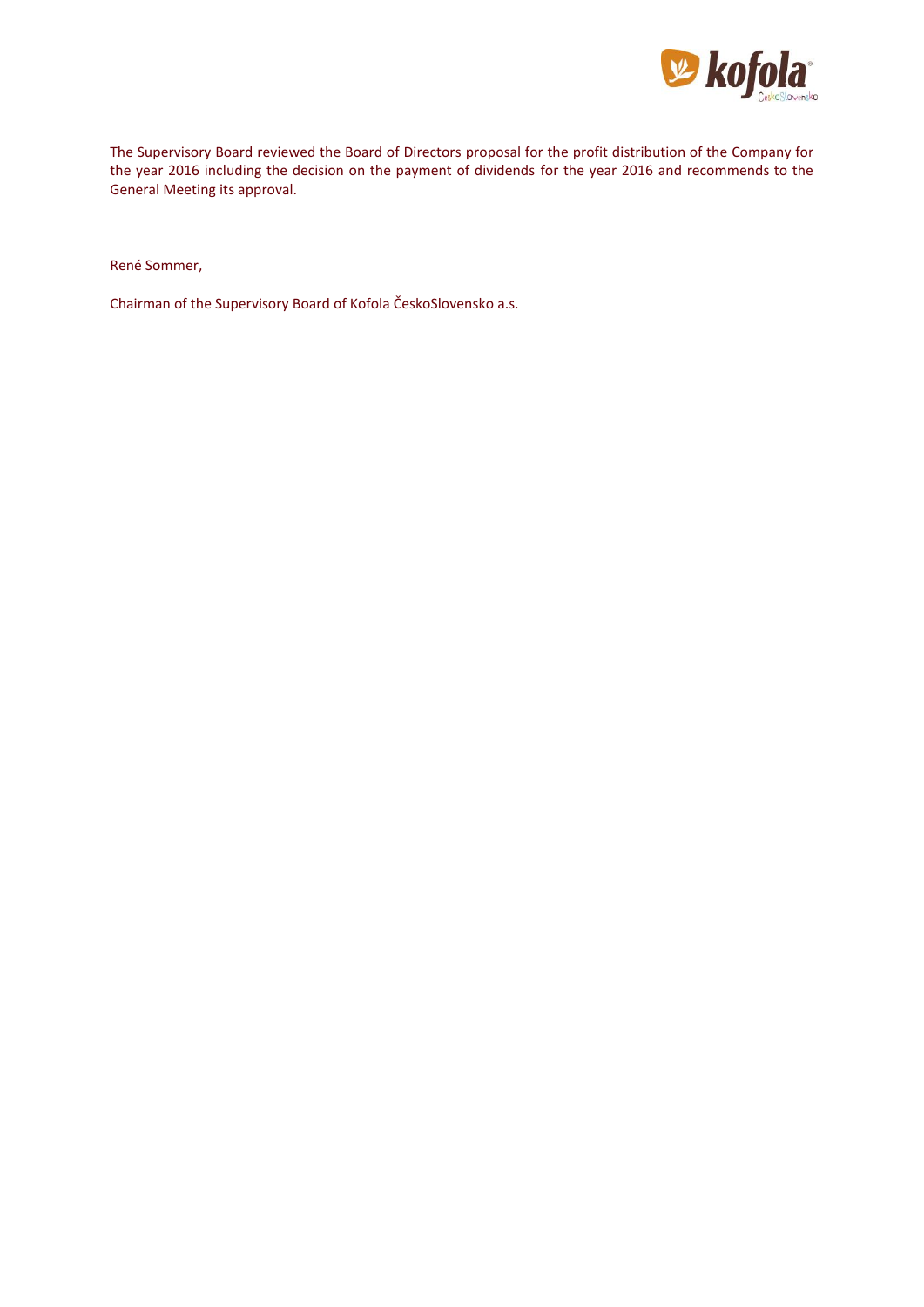The Supervisory Board reviewed the Board of Directors proposal for the profit distribution of the Company for the year 2016 including the decision on the payment of dividends for the year 2016 and recommends to the General Meeting its approval.

René Sommer,

Chairman of the Supervisory Board of Kofola ČeskoSlovensko a.s.